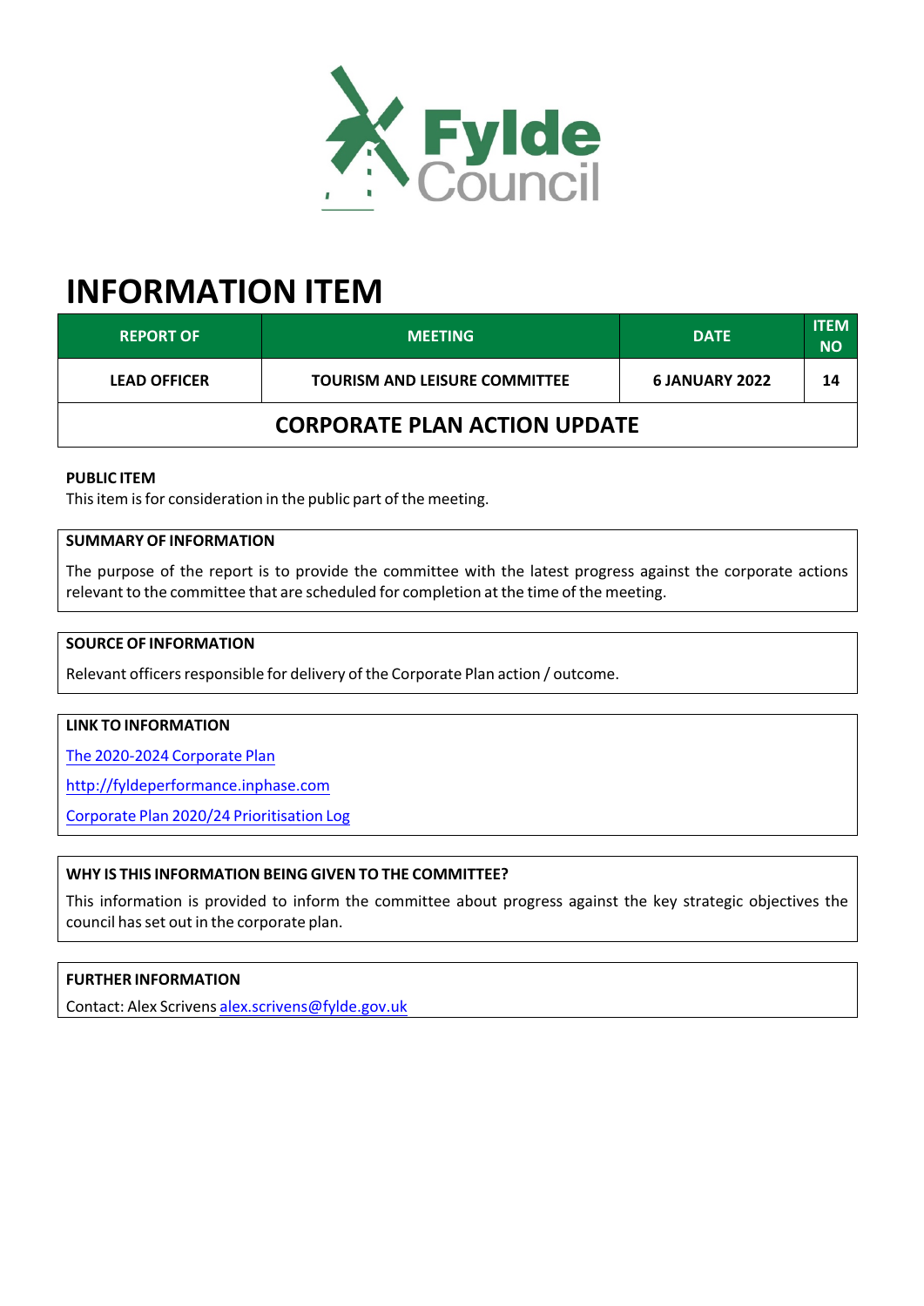# INFORMATION ITEM

| REPORT OF | MEETING | DATE | ITEM NO |
|---|---|---|---|
| LEAD OFFICER | TOURISM AND LEISURE COMMITTEE | 6 JANUARY 2022 | 14 |
| **CORPORATE PLAN ACTION UPDATE** | | | |

**PUBLIC ITEM**

This item is for consideration in the public part of the meeting.

**SUMMARY OF INFORMATION**

The purpose of the report is to provide the committee with the latest progress against the corporate actions relevant to the committee that are scheduled for completion at the time of the meeting.

**SOURCE OF INFORMATION**

Relevant officers responsible for delivery of the Corporate Plan action / outcome.

**LINK TO INFORMATION**

The 2020-2024 Corporate Plan

http://fyldeperformance.inphase.com

Corporate Plan 2020/24 Prioritisation Log

**WHY IS THIS INFORMATION BEING GIVEN TO THE COMMITTEE?**

This information is provided to inform the committee about progress against the key strategic objectives the council has set out in the corporate plan.

**FURTHER INFORMATION**

Contact: Alex Scrivens alex.scrivens@fylde.gov.uk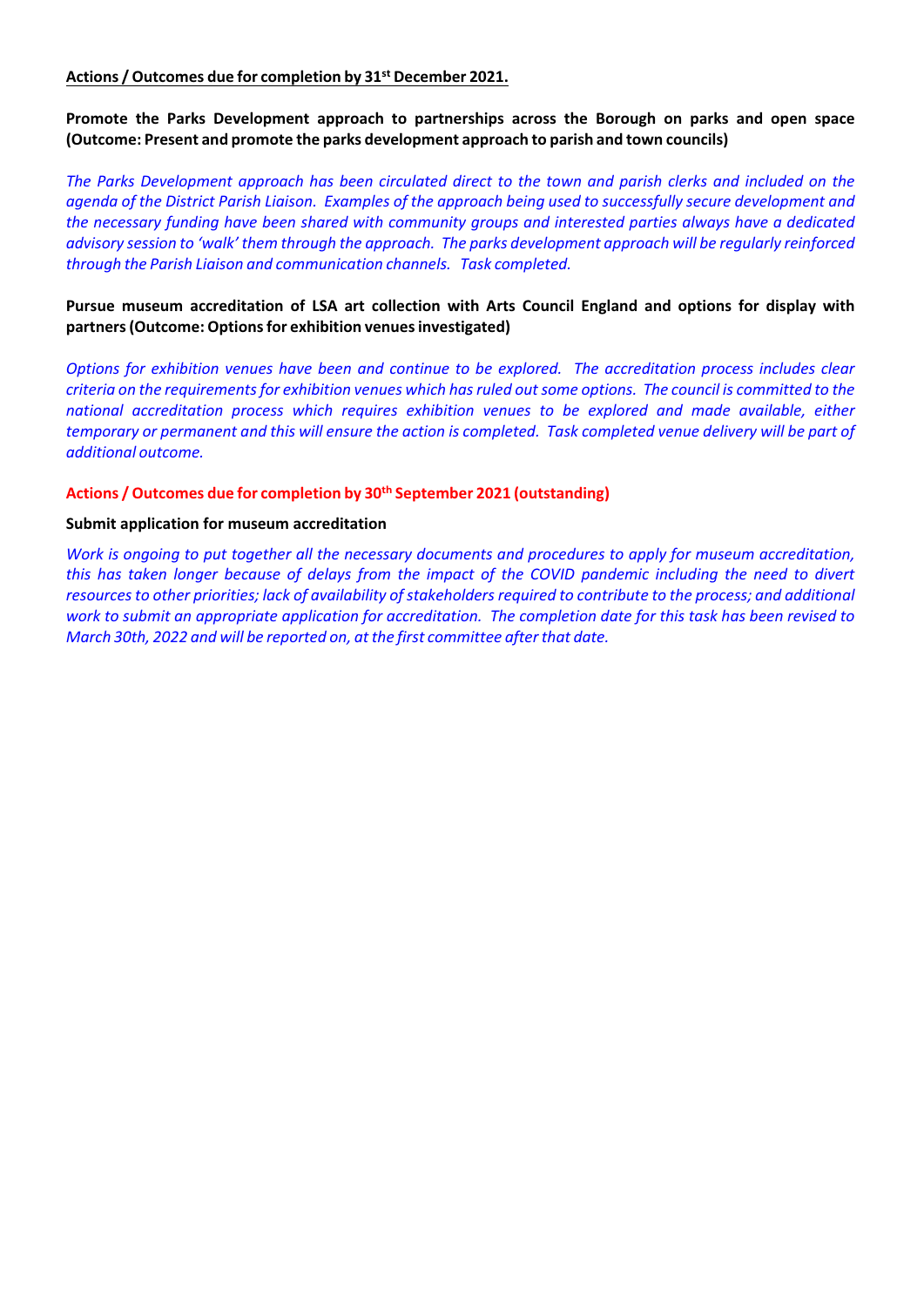**Actions / Outcomes due for completion by 31st December 2021.**

**Promote the Parks Development approach to partnerships across the Borough on parks and open space (Outcome: Present and promote the parks development approach to parish and town councils)**

*The Parks Development approach has been circulated direct to the town and parish clerks and included on the agenda of the District Parish Liaison. Examples of the approach being used to successfully secure development and the necessary funding have been shared with community groups and interested parties always have a dedicated advisory session to 'walk' them through the approach. The parks development approach will be regularly reinforced through the Parish Liaison and communication channels. Task completed.*

**Pursue museum accreditation of LSA art collection with Arts Council England and options for display with partners (Outcome: Options for exhibition venues investigated)**

*Options for exhibition venues have been and continue to be explored. The accreditation process includes clear criteria on the requirements for exhibition venues which has ruled out some options. The council is committed to the national accreditation process which requires exhibition venues to be explored and made available, either temporary or permanent and this will ensure the action is completed. Task completed venue delivery will be part of additional outcome.*

**Actions / Outcomes due for completion by 30th September 2021 (outstanding)**

**Submit application for museum accreditation**

*Work is ongoing to put together all the necessary documents and procedures to apply for museum accreditation, this has taken longer because of delays from the impact of the COVID pandemic including the need to divert resources to other priorities; lack of availability of stakeholders required to contribute to the process; and additional work to submit an appropriate application for accreditation. The completion date for this task has been revised to March 30th, 2022 and will be reported on, at the first committee after that date.*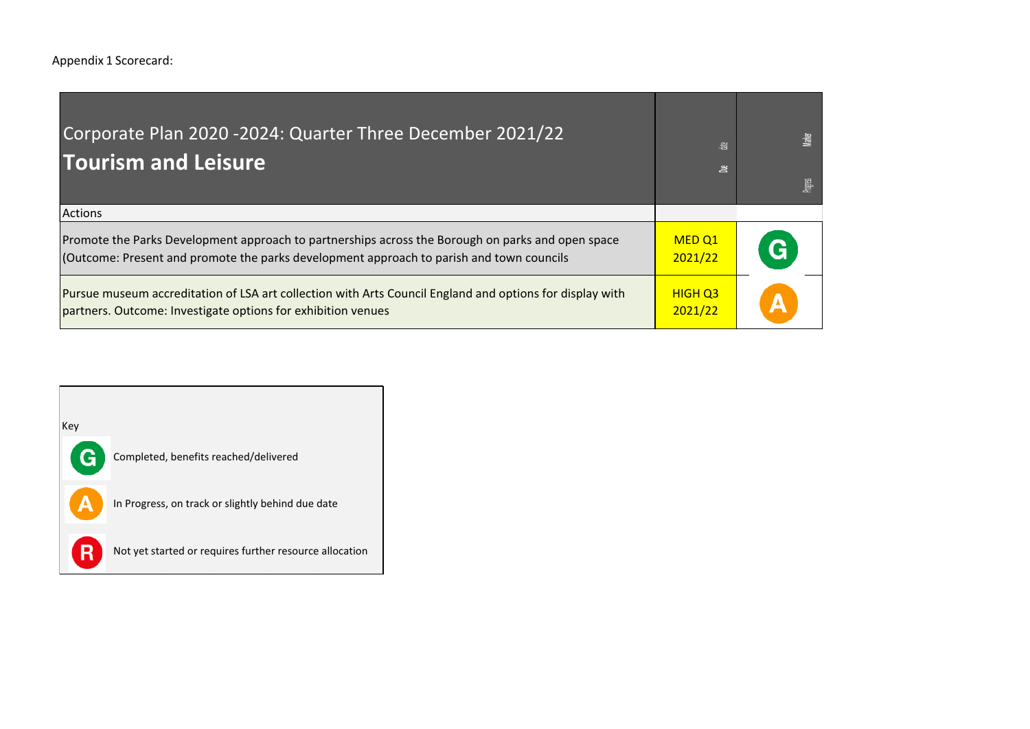Appendix 1 Scorecard:

| Corporate Plan 2020 -2024: Quarter Three December 2021/22 **Tourism and Leisure** | Due date | Progress Marker |
|---|---|---|
| Actions | | |
| Promote the Parks Development approach to partnerships across the Borough on parks and open space (Outcome: Present and promote the parks development approach to parish and town councils | MED Q1 2021/22 | G |
| Pursue museum accreditation of LSA art collection with Arts Council England and options for display with partners. Outcome: Investigate options for exhibition venues | HIGH Q3 2021/22 | A |

Key

- G – Completed, benefits reached/delivered
- A – In Progress, on track or slightly behind due date
- R – Not yet started or requires further resource allocation